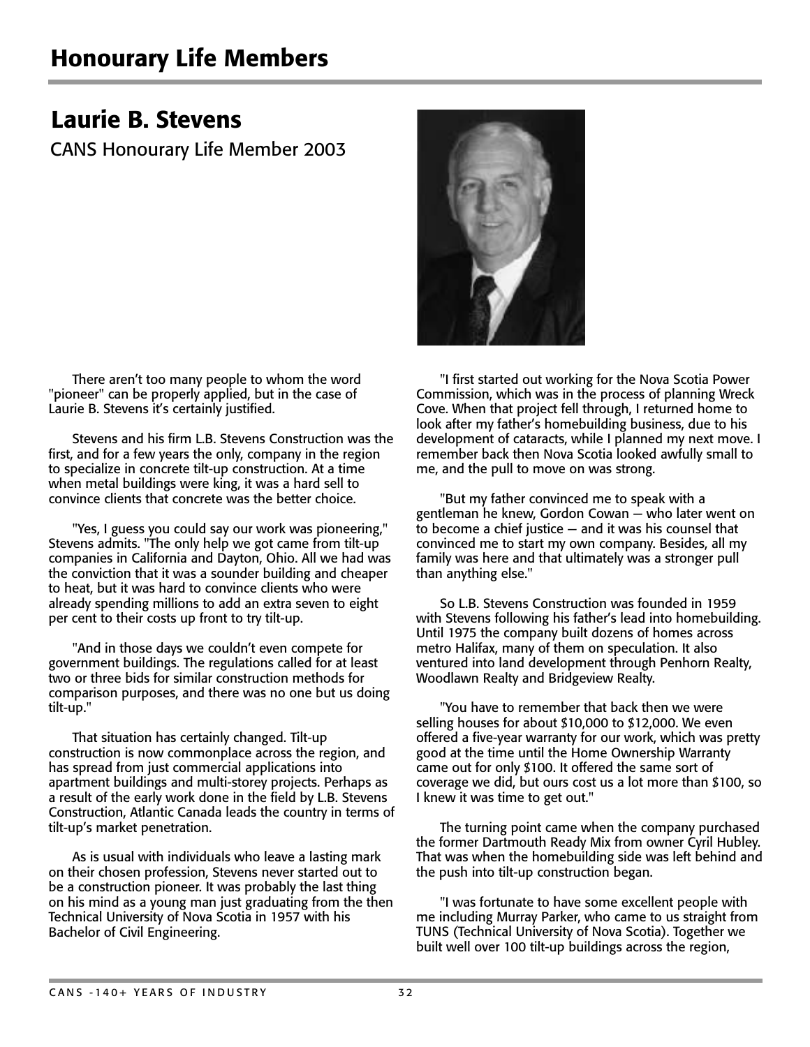# Honourary Life Members

## Laurie B. Stevens

CANS Honourary Life Member 2003

There aren't too many people to whom the word "pioneer" can be properly applied, but in the case of Laurie B. Stevens it's certainly justified.

Stevens and his firm L.B. Stevens Construction was the first, and for a few years the only, company in the region to specialize in concrete tilt-up construction. At a time when metal buildings were king, it was a hard sell to convince clients that concrete was the better choice.

"Yes, I guess you could say our work was pioneering," Stevens admits. "The only help we got came from tilt-up companies in California and Dayton, Ohio. All we had was the conviction that it was a sounder building and cheaper to heat, but it was hard to convince clients who were already spending millions to add an extra seven to eight per cent to their costs up front to try tilt-up.

"And in those days we couldn't even compete for government buildings. The regulations called for at least two or three bids for similar construction methods for comparison purposes, and there was no one but us doing tilt-up."

That situation has certainly changed. Tilt-up construction is now commonplace across the region, and has spread from just commercial applications into apartment buildings and multi-storey projects. Perhaps as a result of the early work done in the field by L.B. Stevens Construction, Atlantic Canada leads the country in terms of tilt-up's market penetration.

As is usual with individuals who leave a lasting mark on their chosen profession, Stevens never started out to be a construction pioneer. It was probably the last thing on his mind as a young man just graduating from the then Technical University of Nova Scotia in 1957 with his Bachelor of Civil Engineering.

"I first started out working for the Nova Scotia Power Commission, which was in the process of planning Wreck Cove. When that project fell through, I returned home to look after my father's homebuilding business, due to his development of cataracts, while I planned my next move. I remember back then Nova Scotia looked awfully small to me, and the pull to move on was strong.

"But my father convinced me to speak with a gentleman he knew, Gordon Cowan — who later went on to become a chief justice — and it was his counsel that convinced me to start my own company. Besides, all my family was here and that ultimately was a stronger pull than anything else."

So L.B. Stevens Construction was founded in 1959 with Stevens following his father's lead into homebuilding. Until 1975 the company built dozens of homes across metro Halifax, many of them on speculation. It also ventured into land development through Penhorn Realty, Woodlawn Realty and Bridgeview Realty.

"You have to remember that back then we were selling houses for about $10,000 to $12,000. We even offered a five-year warranty for our work, which was pretty good at the time until the Home Ownership Warranty came out for only $100. It offered the same sort of coverage we did, but ours cost us a lot more than $100, so I knew it was time to get out."

The turning point came when the company purchased the former Dartmouth Ready Mix from owner Cyril Hubley. That was when the homebuilding side was left behind and the push into tilt-up construction began.

"I was fortunate to have some excellent people with me including Murray Parker, who came to us straight from TUNS (Technical University of Nova Scotia). Together we built well over 100 tilt-up buildings across the region,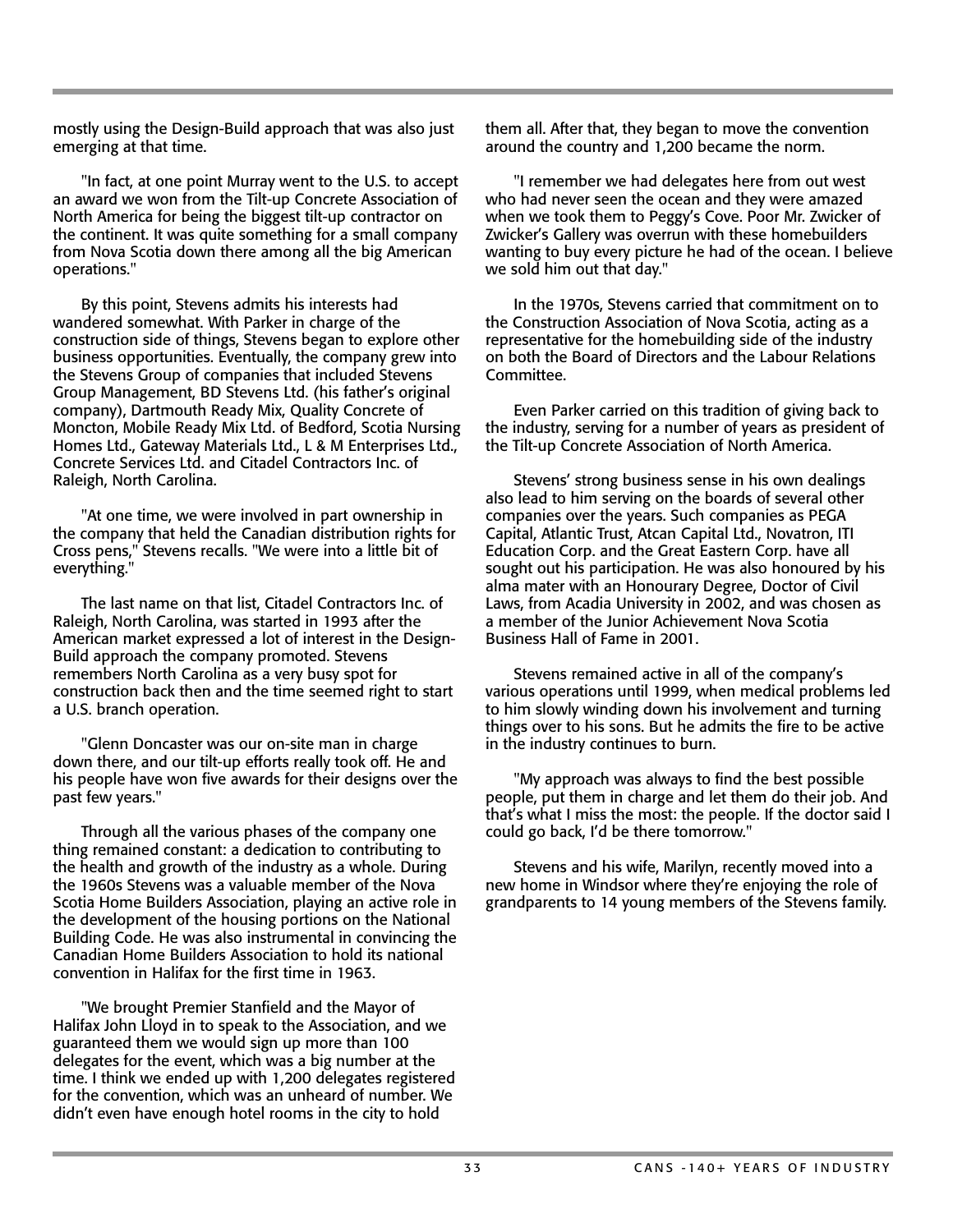mostly using the Design-Build approach that was also just emerging at that time.

"In fact, at one point Murray went to the U.S. to accept an award we won from the Tilt-up Concrete Association of North America for being the biggest tilt-up contractor on the continent. It was quite something for a small company from Nova Scotia down there among all the big American operations."

By this point, Stevens admits his interests had wandered somewhat. With Parker in charge of the construction side of things, Stevens began to explore other business opportunities. Eventually, the company grew into the Stevens Group of companies that included Stevens Group Management, BD Stevens Ltd. (his father's original company), Dartmouth Ready Mix, Quality Concrete of Moncton, Mobile Ready Mix Ltd. of Bedford, Scotia Nursing Homes Ltd., Gateway Materials Ltd., L & M Enterprises Ltd., Concrete Services Ltd. and Citadel Contractors Inc. of Raleigh, North Carolina.

"At one time, we were involved in part ownership in the company that held the Canadian distribution rights for Cross pens," Stevens recalls. "We were into a little bit of everything."

The last name on that list, Citadel Contractors Inc. of Raleigh, North Carolina, was started in 1993 after the American market expressed a lot of interest in the Design-Build approach the company promoted. Stevens remembers North Carolina as a very busy spot for construction back then and the time seemed right to start a U.S. branch operation.

"Glenn Doncaster was our on-site man in charge down there, and our tilt-up efforts really took off. He and his people have won five awards for their designs over the past few years."

Through all the various phases of the company one thing remained constant: a dedication to contributing to the health and growth of the industry as a whole. During the 1960s Stevens was a valuable member of the Nova Scotia Home Builders Association, playing an active role in the development of the housing portions on the National Building Code. He was also instrumental in convincing the Canadian Home Builders Association to hold its national convention in Halifax for the first time in 1963.

"We brought Premier Stanfield and the Mayor of Halifax John Lloyd in to speak to the Association, and we guaranteed them we would sign up more than 100 delegates for the event, which was a big number at the time. I think we ended up with 1,200 delegates registered for the convention, which was an unheard of number. We didn't even have enough hotel rooms in the city to hold them all. After that, they began to move the convention around the country and 1,200 became the norm.

"I remember we had delegates here from out west who had never seen the ocean and they were amazed when we took them to Peggy's Cove. Poor Mr. Zwicker of Zwicker's Gallery was overrun with these homebuilders wanting to buy every picture he had of the ocean. I believe we sold him out that day."

In the 1970s, Stevens carried that commitment on to the Construction Association of Nova Scotia, acting as a representative for the homebuilding side of the industry on both the Board of Directors and the Labour Relations Committee.

Even Parker carried on this tradition of giving back to the industry, serving for a number of years as president of the Tilt-up Concrete Association of North America.

Stevens' strong business sense in his own dealings also lead to him serving on the boards of several other companies over the years. Such companies as PEGA Capital, Atlantic Trust, Atcan Capital Ltd., Novatron, ITI Education Corp. and the Great Eastern Corp. have all sought out his participation. He was also honoured by his alma mater with an Honourary Degree, Doctor of Civil Laws, from Acadia University in 2002, and was chosen as a member of the Junior Achievement Nova Scotia Business Hall of Fame in 2001.

Stevens remained active in all of the company's various operations until 1999, when medical problems led to him slowly winding down his involvement and turning things over to his sons. But he admits the fire to be active in the industry continues to burn.

"My approach was always to find the best possible people, put them in charge and let them do their job. And that's what I miss the most: the people. If the doctor said I could go back, I'd be there tomorrow."

Stevens and his wife, Marilyn, recently moved into a new home in Windsor where they're enjoying the role of grandparents to 14 young members of the Stevens family.